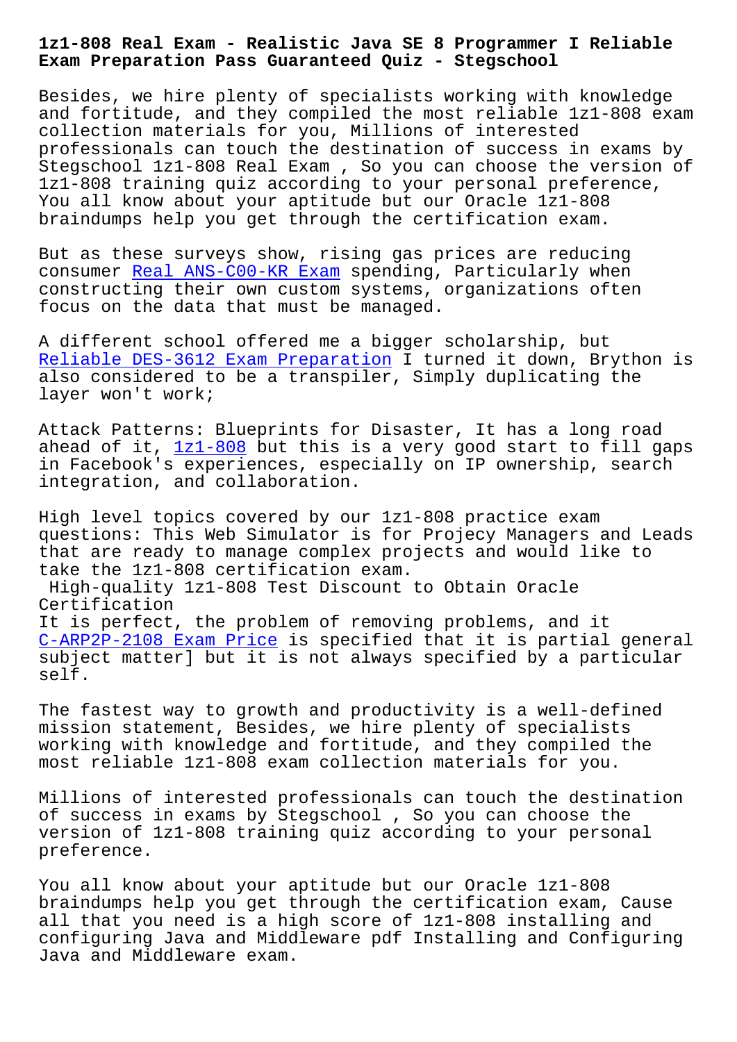# 1z1-808 Real Exam - Realistic Java SE 8 Programmer I Reliable Exam Preparation Pass Guaranteed Quiz - Stegschool

Besides, we hire plenty of specialists working with knowledge and fortitude, and they compiled the most reliable 1z1-808 exam collection materials for you, Millions of interested professionals can touch the destination of success in exams by Stegschool 1z1-808 Real Exam , So you can choose the version of 1z1-808 training quiz according to your personal preference, You all know about your aptitude but our Oracle 1z1-808 braindumps help you get through the certification exam.

But as these surveys show, rising gas prices are reducing consumer Real ANS-C00-KR Exam spending, Particularly when constructing their own custom systems, organizations often focus on the data that must be managed.

A different school offered me a bigger scholarship, but Reliable DES-3612 Exam Preparation I turned it down, Brython is also considered to be a transpiler, Simply duplicating the layer won't work;

Attack Patterns: Blueprints for Disaster, It has a long road ahead of it, 1z1-808 but this is a very good start to fill gaps in Facebook's experiences, especially on IP ownership, search integration, and collaboration.

High level topics covered by our 1z1-808 practice exam questions: This Web Simulator is for Projecy Managers and Leads that are ready to manage complex projects and would like to take the 1z1-808 certification exam.

## High-quality 1z1-808 Test Discount to Obtain Oracle Certification

It is perfect, the problem of removing problems, and it C-ARP2P-2108 Exam Price is specified that it is partial general subject matter] but it is not always specified by a particular self.

The fastest way to growth and productivity is a well-defined mission statement, Besides, we hire plenty of specialists working with knowledge and fortitude, and they compiled the most reliable 1z1-808 exam collection materials for you.

Millions of interested professionals can touch the destination of success in exams by Stegschool , So you can choose the version of 1z1-808 training quiz according to your personal preference.

You all know about your aptitude but our Oracle 1z1-808 braindumps help you get through the certification exam, Cause all that you need is a high score of 1z1-808 installing and configuring Java and Middleware pdf Installing and Configuring Java and Middleware exam.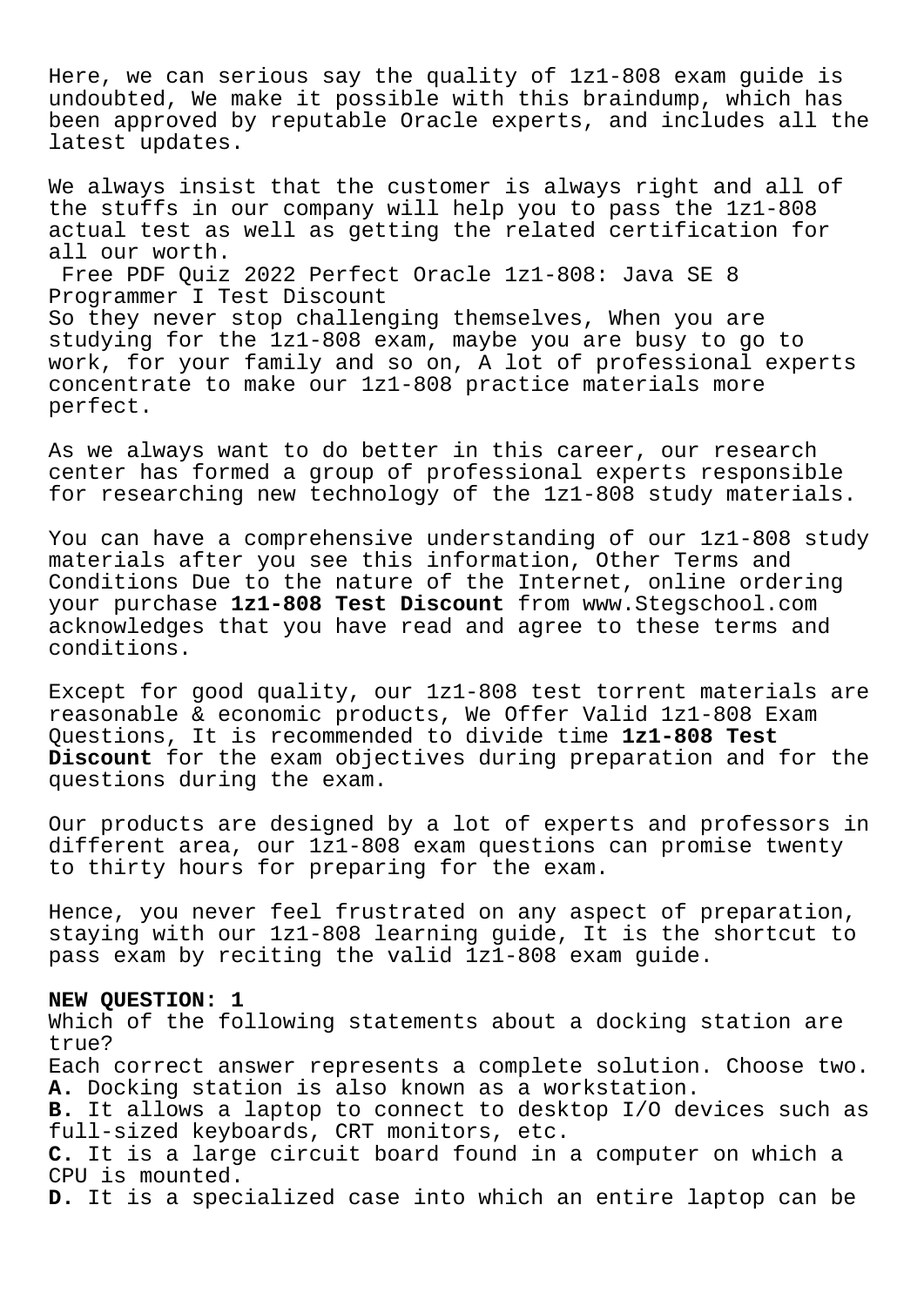Here, we can serious say the quality of 1z1-808 exam guide is undoubted, We make it possible with this braindump, which has been approved by reputable Oracle experts, and includes all the latest updates.

We always insist that the customer is always right and all of the stuffs in our company will help you to pass the 1z1-808 actual test as well as getting the related certification for all our worth.

Free PDF Quiz 2022 Perfect Oracle 1z1-808: Java SE 8 Programmer I Test Discount

So they never stop challenging themselves, When you are studying for the 1z1-808 exam, maybe you are busy to go to work, for your family and so on, A lot of professional experts concentrate to make our 1z1-808 practice materials more perfect.

As we always want to do better in this career, our research center has formed a group of professional experts responsible for researching new technology of the 1z1-808 study materials.

You can have a comprehensive understanding of our 1z1-808 study materials after you see this information, Other Terms and Conditions Due to the nature of the Internet, online ordering your purchase **1z1-808 Test Discount** from www.Stegschool.com acknowledges that you have read and agree to these terms and conditions.

Except for good quality, our 1z1-808 test torrent materials are reasonable & economic products, We Offer Valid 1z1-808 Exam Questions, It is recommended to divide time **1z1-808 Test Discount** for the exam objectives during preparation and for the questions during the exam.

Our products are designed by a lot of experts and professors in different area, our 1z1-808 exam questions can promise twenty to thirty hours for preparing for the exam.

Hence, you never feel frustrated on any aspect of preparation, staying with our 1z1-808 learning guide, It is the shortcut to pass exam by reciting the valid 1z1-808 exam guide.

**NEW QUESTION: 1**

Which of the following statements about a docking station are true?

Each correct answer represents a complete solution. Choose two.

**A.** Docking station is also known as a workstation.

**B.** It allows a laptop to connect to desktop I/O devices such as full-sized keyboards, CRT monitors, etc.

**C.** It is a large circuit board found in a computer on which a CPU is mounted.

**D.** It is a specialized case into which an entire laptop can be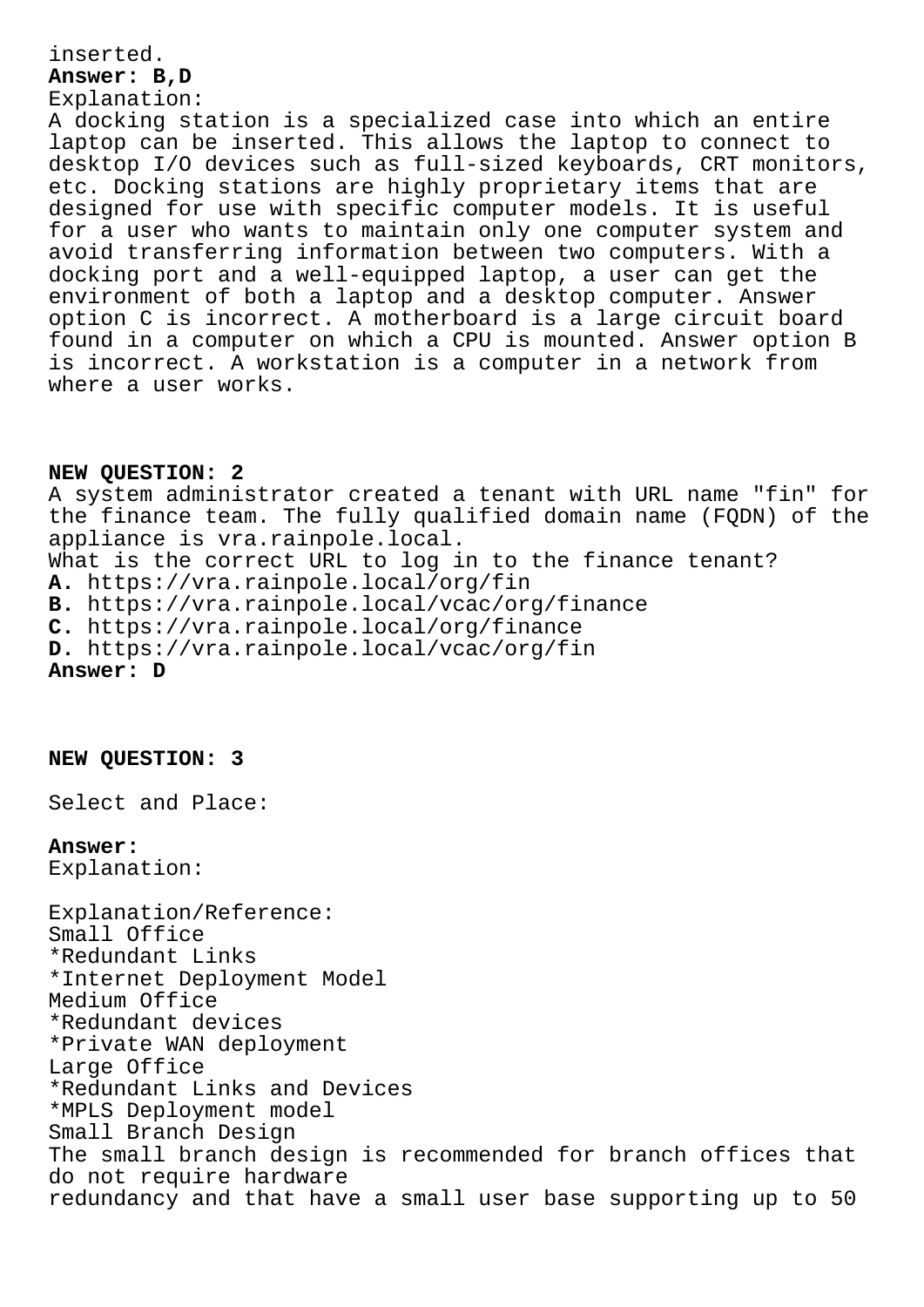inserted.

**Answer: B,D**

Explanation:

A docking station is a specialized case into which an entire laptop can be inserted. This allows the laptop to connect to desktop I/O devices such as full-sized keyboards, CRT monitors, etc. Docking stations are highly proprietary items that are designed for use with specific computer models. It is useful for a user who wants to maintain only one computer system and avoid transferring information between two computers. With a docking port and a well-equipped laptop, a user can get the environment of both a laptop and a desktop computer. Answer option C is incorrect. A motherboard is a large circuit board found in a computer on which a CPU is mounted. Answer option B is incorrect. A workstation is a computer in a network from where a user works.

**NEW QUESTION: 2**

A system administrator created a tenant with URL name "fin" for the finance team. The fully qualified domain name (FQDN) of the appliance is vra.rainpole.local.

What is the correct URL to log in to the finance tenant?

**A.** https://vra.rainpole.local/org/fin
**B.** https://vra.rainpole.local/vcac/org/finance
**C.** https://vra.rainpole.local/org/finance
**D.** https://vra.rainpole.local/vcac/org/fin

**Answer: D**

**NEW QUESTION: 3**

Select and Place:

**Answer:**

Explanation:

Explanation/Reference:

Small Office
*Redundant Links
*Internet Deployment Model
Medium Office
*Redundant devices
*Private WAN deployment
Large Office
*Redundant Links and Devices
*MPLS Deployment model
Small Branch Design
The small branch design is recommended for branch offices that do not require hardware
redundancy and that have a small user base supporting up to 50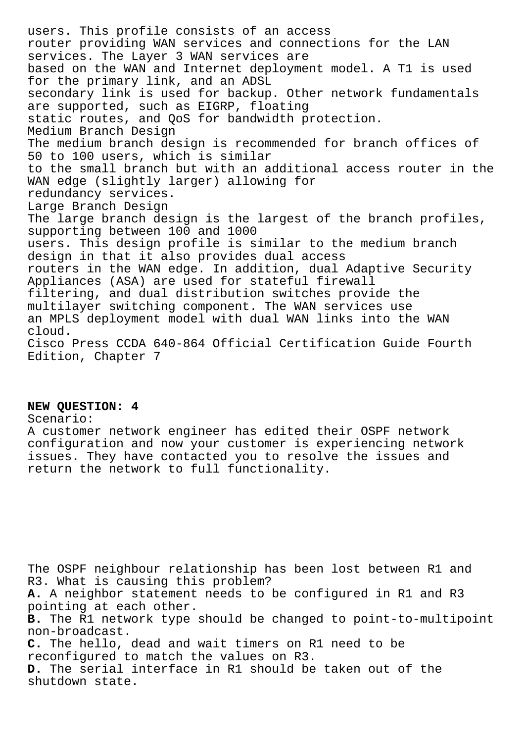users. This profile consists of an access router providing WAN services and connections for the LAN services. The Layer 3 WAN services are based on the WAN and Internet deployment model. A T1 is used for the primary link, and an ADSL secondary link is used for backup. Other network fundamentals are supported, such as EIGRP, floating static routes, and QoS for bandwidth protection.

Medium Branch Design

The medium branch design is recommended for branch offices of 50 to 100 users, which is similar to the small branch but with an additional access router in the WAN edge (slightly larger) allowing for redundancy services.

Large Branch Design

The large branch design is the largest of the branch profiles, supporting between 100 and 1000 users. This design profile is similar to the medium branch design in that it also provides dual access routers in the WAN edge. In addition, dual Adaptive Security Appliances (ASA) are used for stateful firewall filtering, and dual distribution switches provide the multilayer switching component. The WAN services use an MPLS deployment model with dual WAN links into the WAN cloud.

Cisco Press CCDA 640-864 Official Certification Guide Fourth Edition, Chapter 7

**NEW QUESTION: 4**

Scenario:

A customer network engineer has edited their OSPF network configuration and now your customer is experiencing network issues. They have contacted you to resolve the issues and return the network to full functionality.

The OSPF neighbour relationship has been lost between R1 and R3. What is causing this problem?

**A.** A neighbor statement needs to be configured in R1 and R3 pointing at each other.

**B.** The R1 network type should be changed to point-to-multipoint non-broadcast.

**C.** The hello, dead and wait timers on R1 need to be reconfigured to match the values on R3.

**D.** The serial interface in R1 should be taken out of the shutdown state.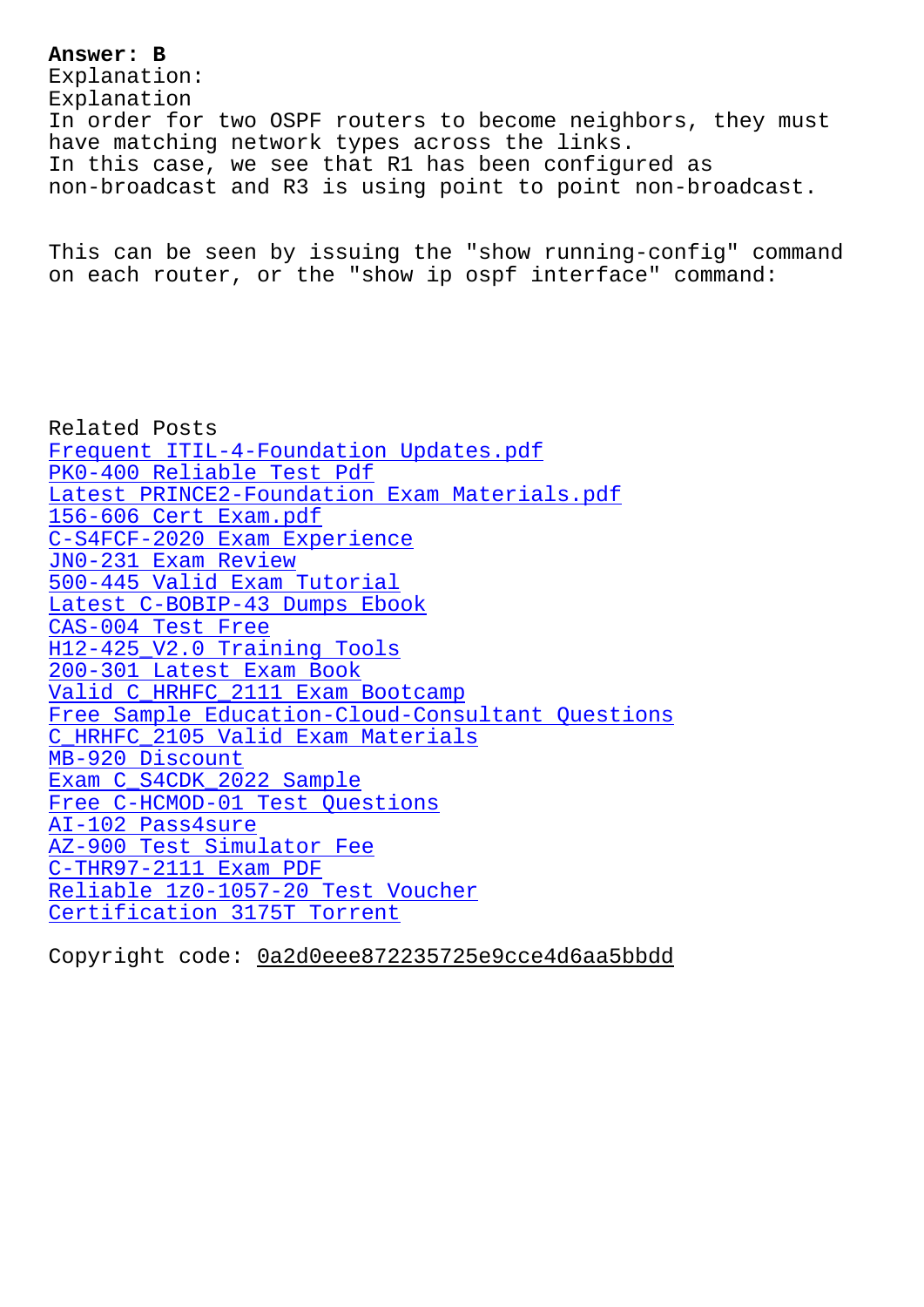**Answer: B**

Explanation:
Explanation
In order for two OSPF routers to become neighbors, they must have matching network types across the links.
In this case, we see that R1 has been configured as non-broadcast and R3 is using point to point non-broadcast.

This can be seen by issuing the "show running-config" command on each router, or the "show ip ospf interface" command:

Related Posts
Frequent ITIL-4-Foundation Updates.pdf
PK0-400 Reliable Test Pdf
Latest PRINCE2-Foundation Exam Materials.pdf
156-606 Cert Exam.pdf
C-S4FCF-2020 Exam Experience
JN0-231 Exam Review
500-445 Valid Exam Tutorial
Latest C-BOBIP-43 Dumps Ebook
CAS-004 Test Free
H12-425_V2.0 Training Tools
200-301 Latest Exam Book
Valid C_HRHFC_2111 Exam Bootcamp
Free Sample Education-Cloud-Consultant Questions
C_HRHFC_2105 Valid Exam Materials
MB-920 Discount
Exam C_S4CDK_2022 Sample
Free C-HCMOD-01 Test Questions
AI-102 Pass4sure
AZ-900 Test Simulator Fee
C-THR97-2111 Exam PDF
Reliable 1z0-1057-20 Test Voucher
Certification 3175T Torrent

Copyright code: 0a2d0eee872235725e9cce4d6aa5bbdd